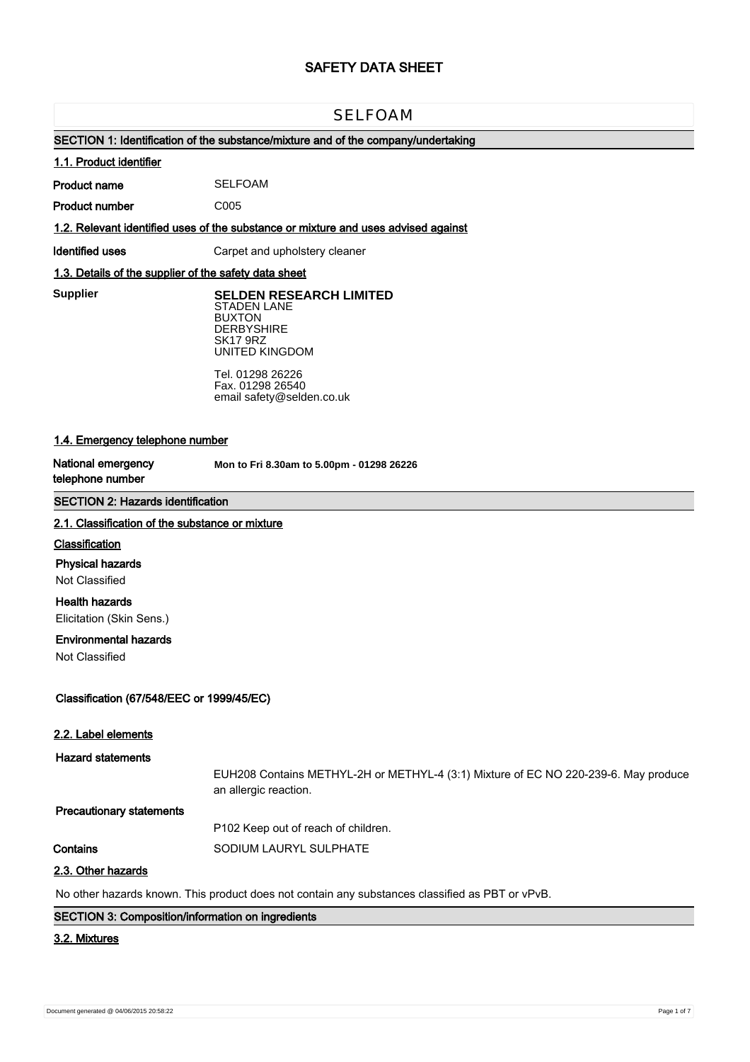# SAFETY DATA SHEET

## SELFOAM

### SECTION 1: Identification of the substance/mixture and of the company/undertaking

#### 1.1. Product identifier

**Product name** SELFOAM

**Product number** C005

#### 1.2. Relevant identified uses of the substance or mixture and uses advised against

**Identified uses** Carpet and upholstery cleaner

#### 1.3. Details of the supplier of the safety data sheet

**Supplier**

**SELDEN RESEARCH LIMITED**
STADEN LANE
BUXTON
DERBYSHIRE
SK17 9RZ
UNITED KINGDOM

Tel. 01298 26226
Fax. 01298 26540
email safety@selden.co.uk

#### 1.4. Emergency telephone number

**National emergency telephone number** **Mon to Fri 8.30am to 5.00pm - 01298 26226**

### SECTION 2: Hazards identification

#### 2.1. Classification of the substance or mixture

**Classification**

**Physical hazards**
Not Classified

**Health hazards**
Elicitation (Skin Sens.)

**Environmental hazards**
Not Classified

**Classification (67/548/EEC or 1999/45/EC)**

#### 2.2. Label elements

**Hazard statements**

EUH208 Contains METHYL-2H or METHYL-4 (3:1) Mixture of EC NO 220-239-6. May produce an allergic reaction.

**Precautionary statements**

P102 Keep out of reach of children.

**Contains** SODIUM LAURYL SULPHATE

#### 2.3. Other hazards

No other hazards known. This product does not contain any substances classified as PBT or vPvB.

### SECTION 3: Composition/information on ingredients

#### 3.2. Mixtures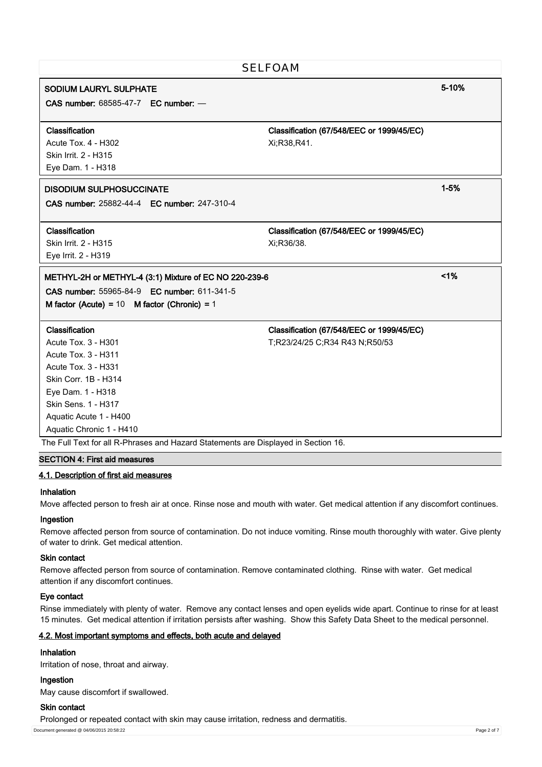**SODIUM LAURYL SULPHATE** — 5-10%

**CAS number:** 68585-47-7 **EC number:** —

| Classification | Classification (67/548/EEC or 1999/45/EC) |
|---|---|
| Acute Tox. 4 - H302<br>Skin Irrit. 2 - H315<br>Eye Dam. 1 - H318 | Xi;R38,R41. |

**DISODIUM SULPHOSUCCINATE** — 1-5%

**CAS number:** 25882-44-4 **EC number:** 247-310-4

| Classification | Classification (67/548/EEC or 1999/45/EC) |
|---|---|
| Skin Irrit. 2 - H315<br>Eye Irrit. 2 - H319 | Xi;R36/38. |

**METHYL-2H or METHYL-4 (3:1) Mixture of EC NO 220-239-6** — <1%

**CAS number:** 55965-84-9 **EC number:** 611-341-5

**M factor (Acute)** = 10 **M factor (Chronic)** = 1

| Classification | Classification (67/548/EEC or 1999/45/EC) |
|---|---|
| Acute Tox. 3 - H301<br>Acute Tox. 3 - H311<br>Acute Tox. 3 - H331<br>Skin Corr. 1B - H314<br>Eye Dam. 1 - H318<br>Skin Sens. 1 - H317<br>Aquatic Acute 1 - H400<br>Aquatic Chronic 1 - H410 | T;R23/24/25 C;R34 R43 N;R50/53 |

The Full Text for all R-Phrases and Hazard Statements are Displayed in Section 16.

## SECTION 4: First aid measures

### 4.1. Description of first aid measures

**Inhalation**

Move affected person to fresh air at once. Rinse nose and mouth with water. Get medical attention if any discomfort continues.

**Ingestion**

Remove affected person from source of contamination. Do not induce vomiting. Rinse mouth thoroughly with water. Give plenty of water to drink. Get medical attention.

**Skin contact**

Remove affected person from source of contamination. Remove contaminated clothing. Rinse with water. Get medical attention if any discomfort continues.

**Eye contact**

Rinse immediately with plenty of water. Remove any contact lenses and open eyelids wide apart. Continue to rinse for at least 15 minutes. Get medical attention if irritation persists after washing. Show this Safety Data Sheet to the medical personnel.

### 4.2. Most important symptoms and effects, both acute and delayed

**Inhalation**

Irritation of nose, throat and airway.

**Ingestion**

May cause discomfort if swallowed.

**Skin contact**

Prolonged or repeated contact with skin may cause irritation, redness and dermatitis.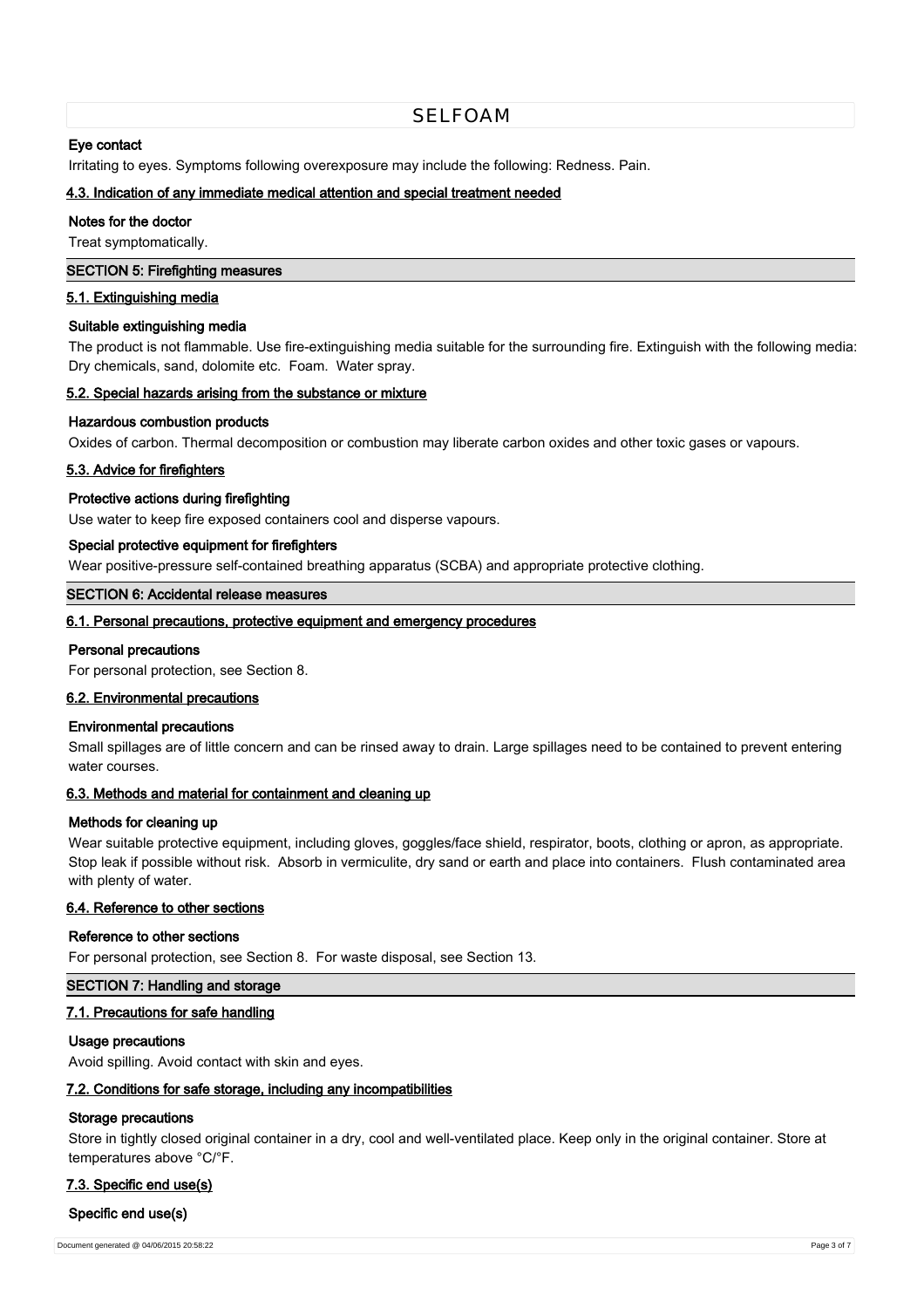### Eye contact

Irritating to eyes. Symptoms following overexposure may include the following: Redness. Pain.

#### 4.3. Indication of any immediate medical attention and special treatment needed

**Notes for the doctor**

Treat symptomatically.

## SECTION 5: Firefighting measures

#### 5.1. Extinguishing media

**Suitable extinguishing media**

The product is not flammable. Use fire-extinguishing media suitable for the surrounding fire. Extinguish with the following media: Dry chemicals, sand, dolomite etc. Foam. Water spray.

#### 5.2. Special hazards arising from the substance or mixture

**Hazardous combustion products**

Oxides of carbon. Thermal decomposition or combustion may liberate carbon oxides and other toxic gases or vapours.

#### 5.3. Advice for firefighters

**Protective actions during firefighting**

Use water to keep fire exposed containers cool and disperse vapours.

**Special protective equipment for firefighters**

Wear positive-pressure self-contained breathing apparatus (SCBA) and appropriate protective clothing.

## SECTION 6: Accidental release measures

#### 6.1. Personal precautions, protective equipment and emergency procedures

**Personal precautions**

For personal protection, see Section 8.

#### 6.2. Environmental precautions

**Environmental precautions**

Small spillages are of little concern and can be rinsed away to drain. Large spillages need to be contained to prevent entering water courses.

#### 6.3. Methods and material for containment and cleaning up

**Methods for cleaning up**

Wear suitable protective equipment, including gloves, goggles/face shield, respirator, boots, clothing or apron, as appropriate. Stop leak if possible without risk. Absorb in vermiculite, dry sand or earth and place into containers. Flush contaminated area with plenty of water.

#### 6.4. Reference to other sections

**Reference to other sections**

For personal protection, see Section 8. For waste disposal, see Section 13.

## SECTION 7: Handling and storage

#### 7.1. Precautions for safe handling

**Usage precautions**

Avoid spilling. Avoid contact with skin and eyes.

#### 7.2. Conditions for safe storage, including any incompatibilities

**Storage precautions**

Store in tightly closed original container in a dry, cool and well-ventilated place. Keep only in the original container. Store at temperatures above °C/°F.

#### 7.3. Specific end use(s)

**Specific end use(s)**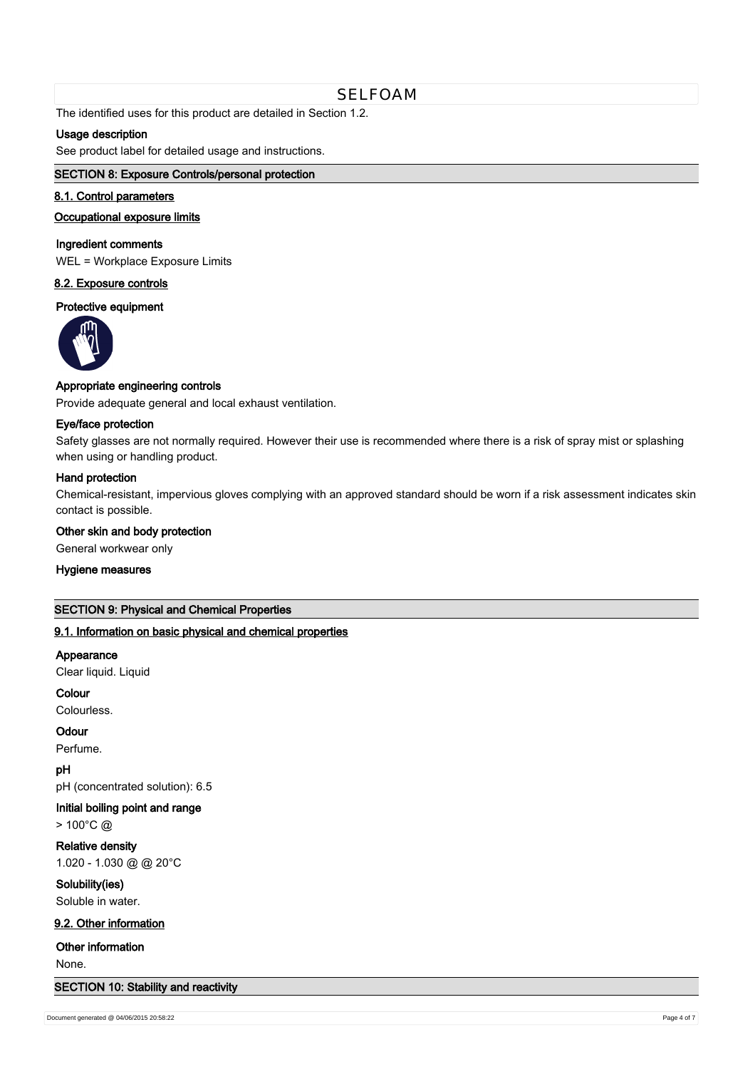The identified uses for this product are detailed in Section 1.2.

**Usage description**

See product label for detailed usage and instructions.

## SECTION 8: Exposure Controls/personal protection

### 8.1. Control parameters

**Occupational exposure limits**

**Ingredient comments**

WEL = Workplace Exposure Limits

### 8.2. Exposure controls

**Protective equipment**

**Appropriate engineering controls**

Provide adequate general and local exhaust ventilation.

**Eye/face protection**

Safety glasses are not normally required. However their use is recommended where there is a risk of spray mist or splashing when using or handling product.

**Hand protection**

Chemical-resistant, impervious gloves complying with an approved standard should be worn if a risk assessment indicates skin contact is possible.

**Other skin and body protection**

General workwear only

**Hygiene measures**

## SECTION 9: Physical and Chemical Properties

### 9.1. Information on basic physical and chemical properties

**Appearance**

Clear liquid. Liquid

**Colour**

Colourless.

**Odour**

Perfume.

**pH**

pH (concentrated solution): 6.5

**Initial boiling point and range**

> 100°C @

**Relative density**

1.020 - 1.030 @ @ 20°C

**Solubility(ies)**

Soluble in water.

### 9.2. Other information

**Other information**

None.

## SECTION 10: Stability and reactivity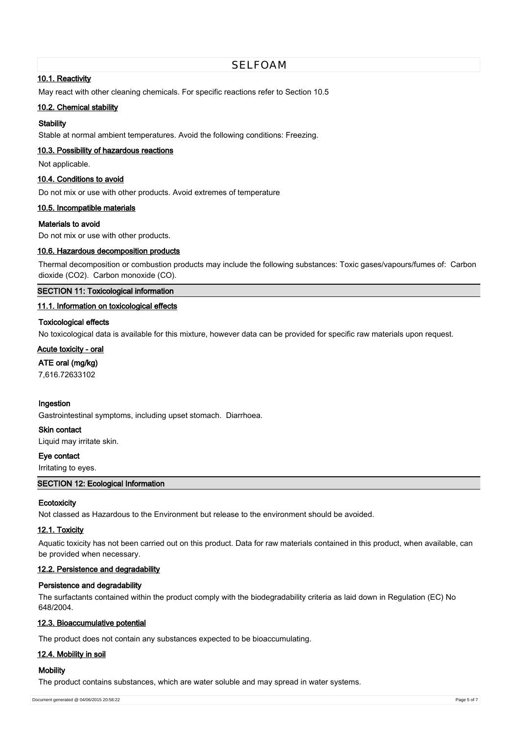### 10.1. Reactivity

May react with other cleaning chemicals. For specific reactions refer to Section 10.5

### 10.2. Chemical stability

**Stability**

Stable at normal ambient temperatures. Avoid the following conditions: Freezing.

### 10.3. Possibility of hazardous reactions

Not applicable.

### 10.4. Conditions to avoid

Do not mix or use with other products. Avoid extremes of temperature

### 10.5. Incompatible materials

**Materials to avoid**

Do not mix or use with other products.

### 10.6. Hazardous decomposition products

Thermal decomposition or combustion products may include the following substances: Toxic gases/vapours/fumes of: Carbon dioxide ($CO_2$). Carbon monoxide (CO).

## SECTION 11: Toxicological information

### 11.1. Information on toxicological effects

**Toxicological effects**

No toxicological data is available for this mixture, however data can be provided for specific raw materials upon request.

**Acute toxicity - oral**

**ATE oral (mg/kg)**

7,616.72633102

**Ingestion**

Gastrointestinal symptoms, including upset stomach. Diarrhoea.

**Skin contact**

Liquid may irritate skin.

**Eye contact**

Irritating to eyes.

## SECTION 12: Ecological Information

**Ecotoxicity**

Not classed as Hazardous to the Environment but release to the environment should be avoided.

### 12.1. Toxicity

Aquatic toxicity has not been carried out on this product. Data for raw materials contained in this product, when available, can be provided when necessary.

### 12.2. Persistence and degradability

**Persistence and degradability**

The surfactants contained within the product comply with the biodegradability criteria as laid down in Regulation (EC) No 648/2004.

### 12.3. Bioaccumulative potential

The product does not contain any substances expected to be bioaccumulating.

### 12.4. Mobility in soil

**Mobility**

The product contains substances, which are water soluble and may spread in water systems.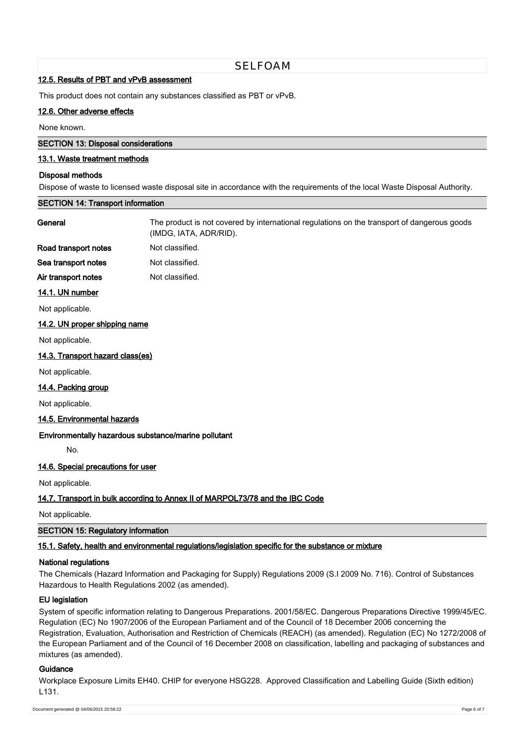#### 12.5. Results of PBT and vPvB assessment

This product does not contain any substances classified as PBT or vPvB.

#### 12.6. Other adverse effects

None known.

## SECTION 13: Disposal considerations

#### 13.1. Waste treatment methods

**Disposal methods**

Dispose of waste to licensed waste disposal site in accordance with the requirements of the local Waste Disposal Authority.

## SECTION 14: Transport information

| | |
|---|---|
| **General** | The product is not covered by international regulations on the transport of dangerous goods (IMDG, IATA, ADR/RID). |
| **Road transport notes** | Not classified. |
| **Sea transport notes** | Not classified. |
| **Air transport notes** | Not classified. |

#### 14.1. UN number

Not applicable.

#### 14.2. UN proper shipping name

Not applicable.

#### 14.3. Transport hazard class(es)

Not applicable.

#### 14.4. Packing group

Not applicable.

#### 14.5. Environmental hazards

**Environmentally hazardous substance/marine pollutant**

No.

#### 14.6. Special precautions for user

Not applicable.

#### 14.7. Transport in bulk according to Annex II of MARPOL73/78 and the IBC Code

Not applicable.

## SECTION 15: Regulatory information

#### 15.1. Safety, health and environmental regulations/legislation specific for the substance or mixture

**National regulations**

The Chemicals (Hazard Information and Packaging for Supply) Regulations 2009 (S.I 2009 No. 716). Control of Substances Hazardous to Health Regulations 2002 (as amended).

**EU legislation**

System of specific information relating to Dangerous Preparations. 2001/58/EC. Dangerous Preparations Directive 1999/45/EC. Regulation (EC) No 1907/2006 of the European Parliament and of the Council of 18 December 2006 concerning the Registration, Evaluation, Authorisation and Restriction of Chemicals (REACH) (as amended). Regulation (EC) No 1272/2008 of the European Parliament and of the Council of 16 December 2008 on classification, labelling and packaging of substances and mixtures (as amended).

**Guidance**

Workplace Exposure Limits EH40. CHIP for everyone HSG228. Approved Classification and Labelling Guide (Sixth edition) L131.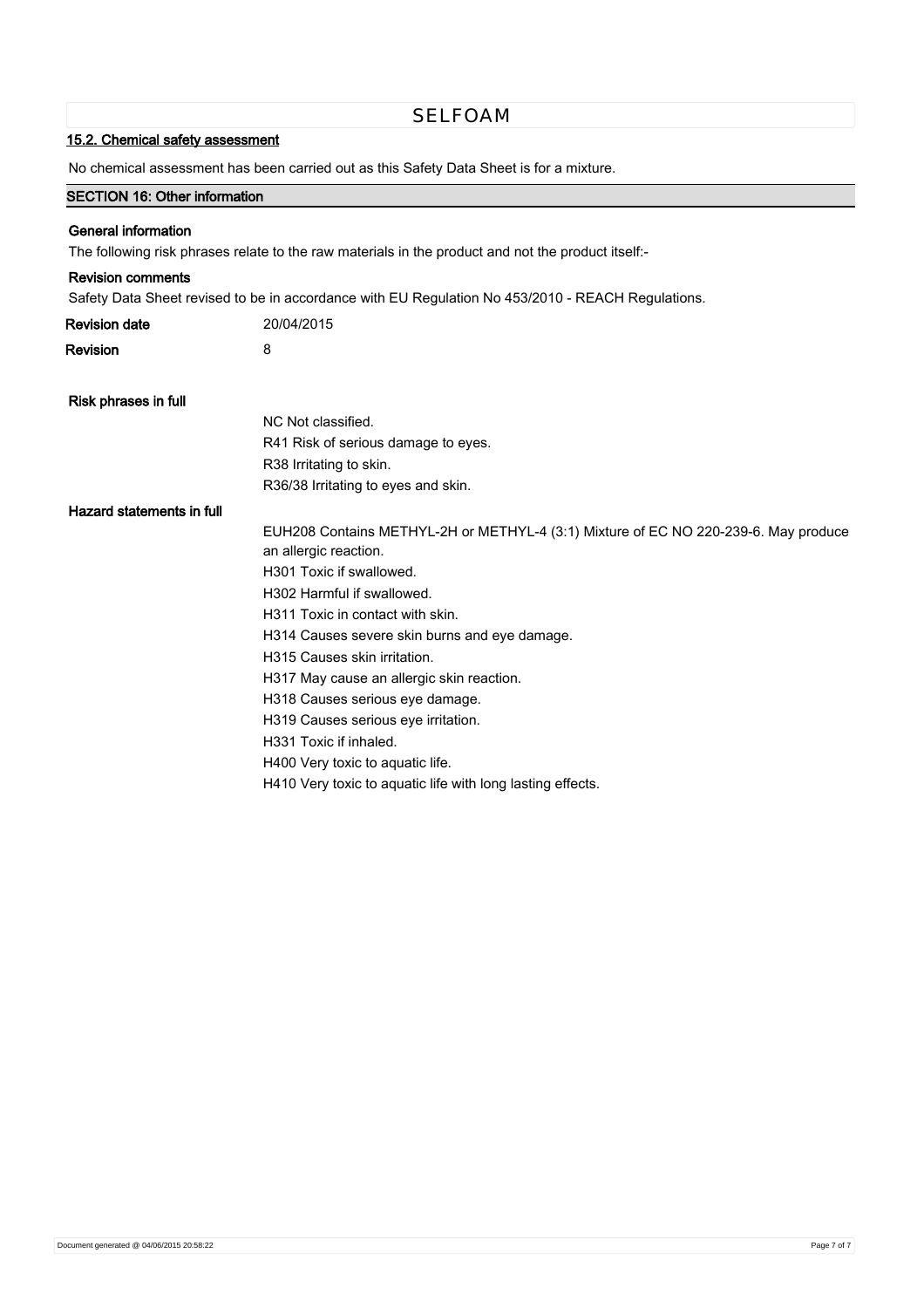### 15.2. Chemical safety assessment

No chemical assessment has been carried out as this Safety Data Sheet is for a mixture.

## SECTION 16: Other information

**General information**

The following risk phrases relate to the raw materials in the product and not the product itself:-

**Revision comments**

Safety Data Sheet revised to be in accordance with EU Regulation No 453/2010 - REACH Regulations.

| | |
|---|---|
| **Revision date** | 20/04/2015 |
| **Revision** | 8 |

**Risk phrases in full**

NC Not classified.
R41 Risk of serious damage to eyes.
R38 Irritating to skin.
R36/38 Irritating to eyes and skin.

**Hazard statements in full**

EUH208 Contains METHYL-2H or METHYL-4 (3:1) Mixture of EC NO 220-239-6. May produce an allergic reaction.
H301 Toxic if swallowed.
H302 Harmful if swallowed.
H311 Toxic in contact with skin.
H314 Causes severe skin burns and eye damage.
H315 Causes skin irritation.
H317 May cause an allergic skin reaction.
H318 Causes serious eye damage.
H319 Causes serious eye irritation.
H331 Toxic if inhaled.
H400 Very toxic to aquatic life.
H410 Very toxic to aquatic life with long lasting effects.